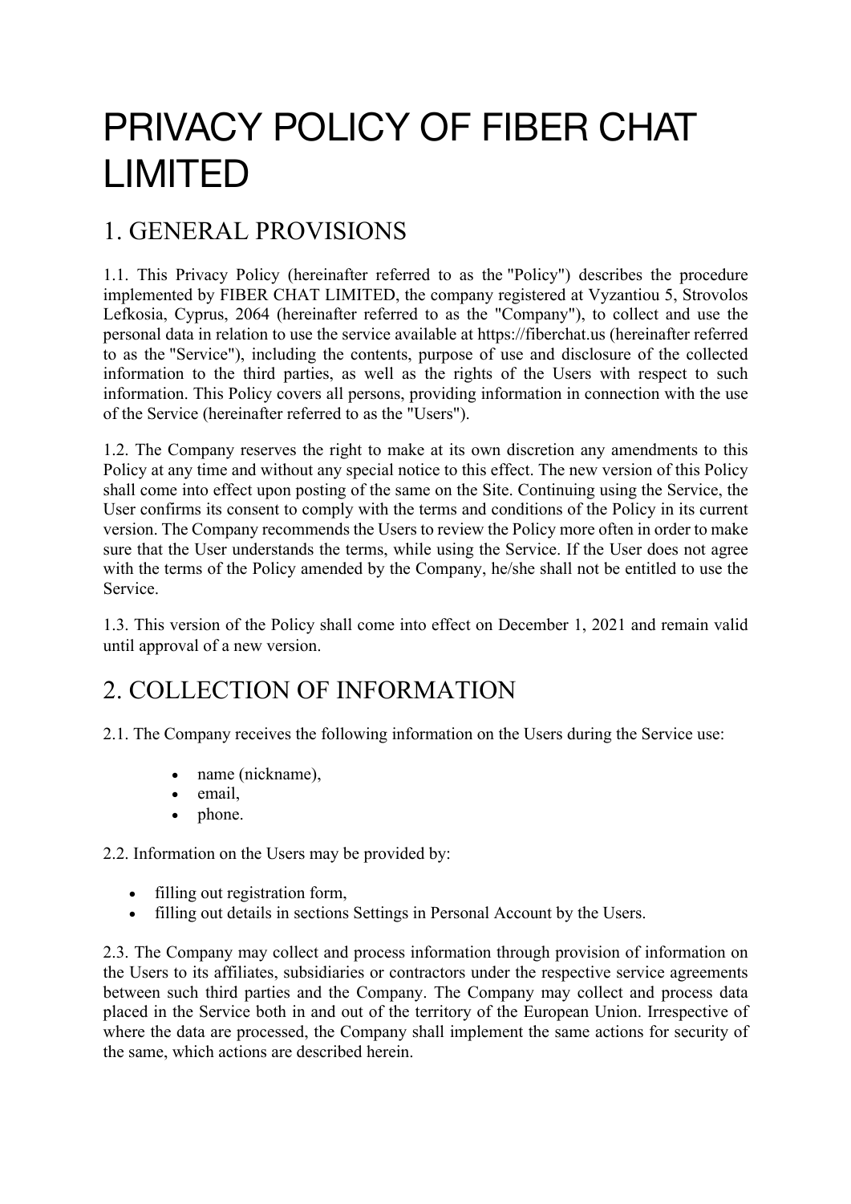# PRIVACY POLICY OF FIBER CHAT LIMITED

## 1. GENERAL PROVISIONS

1.1. This Privacy Policy (hereinafter referred to as the "Policy") describes the procedure implemented by FIBER CHAT LIMITED, the company registered at Vyzantiou 5, Strovolos Lefkosia, Cyprus, 2064 (hereinafter referred to as the "Company"), to collect and use the personal data in relation to use the service available at https://fiberchat.us (hereinafter referred to as the "Service"), including the contents, purpose of use and disclosure of the collected information to the third parties, as well as the rights of the Users with respect to such information. This Policy covers all persons, providing information in connection with the use of the Service (hereinafter referred to as the "Users").

1.2. The Company reserves the right to make at its own discretion any amendments to this Policy at any time and without any special notice to this effect. The new version of this Policy shall come into effect upon posting of the same on the Site. Continuing using the Service, the User confirms its consent to comply with the terms and conditions of the Policy in its current version. The Company recommends the Users to review the Policy more often in order to make sure that the User understands the terms, while using the Service. If the User does not agree with the terms of the Policy amended by the Company, he/she shall not be entitled to use the Service.

1.3. This version of the Policy shall come into effect on December 1, 2021 and remain valid until approval of a new version.

## 2. COLLECTION OF INFORMATION

2.1. The Company receives the following information on the Users during the Service use:

- name (nickname),
- email,
- phone.

2.2. Information on the Users may be provided by:

- filling out registration form,
- filling out details in sections Settings in Personal Account by the Users.

2.3. The Company may collect and process information through provision of information on the Users to its affiliates, subsidiaries or contractors under the respective service agreements between such third parties and the Company. The Company may collect and process data placed in the Service both in and out of the territory of the European Union. Irrespective of where the data are processed, the Company shall implement the same actions for security of the same, which actions are described herein.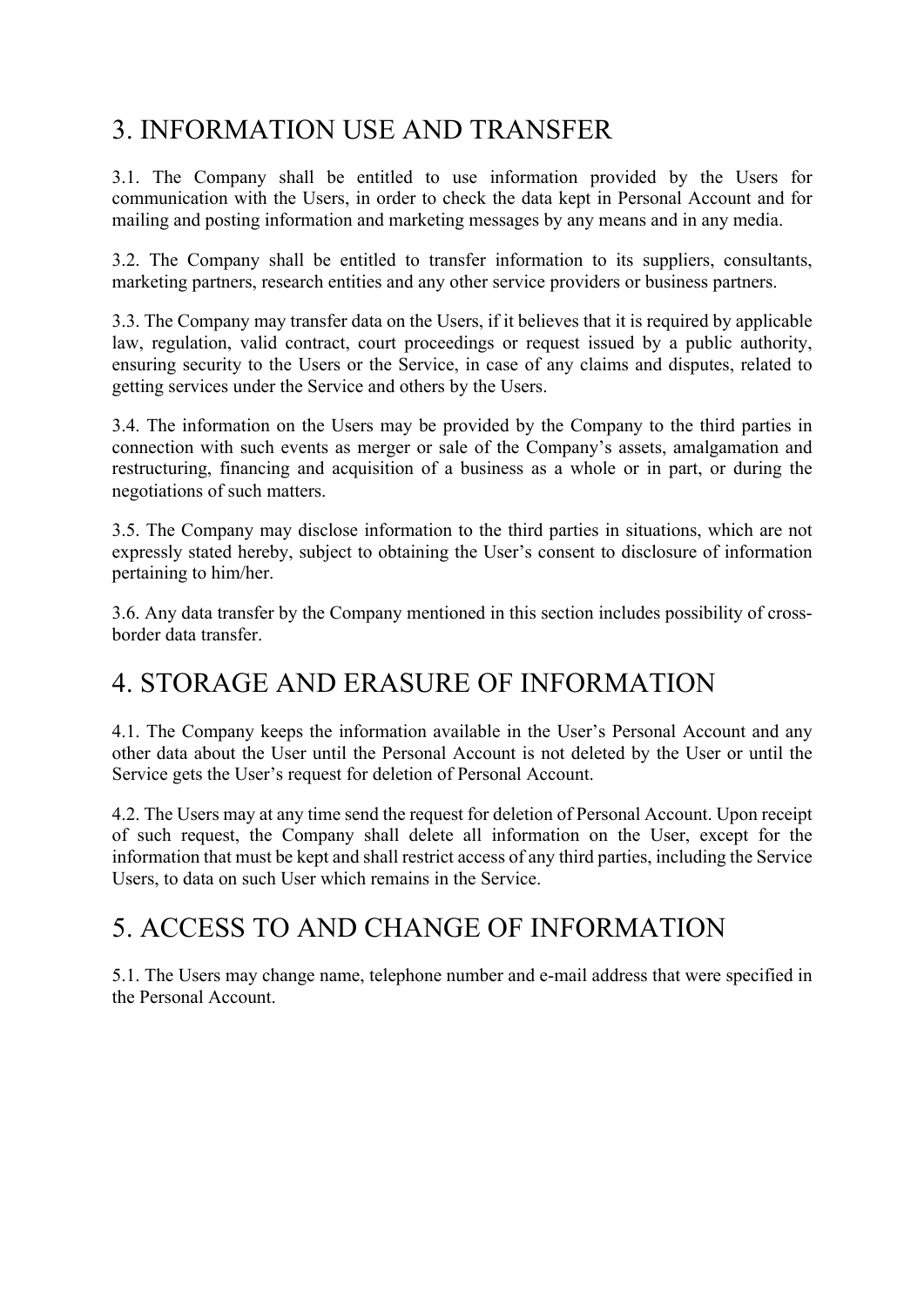# 3. INFORMATION USE AND TRANSFER

3.1. The Company shall be entitled to use information provided by the Users for communication with the Users, in order to check the data kept in Personal Account and for mailing and posting information and marketing messages by any means and in any media.

3.2. The Company shall be entitled to transfer information to its suppliers, consultants, marketing partners, research entities and any other service providers or business partners.

3.3. The Company may transfer data on the Users, if it believes that it is required by applicable law, regulation, valid contract, court proceedings or request issued by a public authority, ensuring security to the Users or the Service, in case of any claims and disputes, related to getting services under the Service and others by the Users.

3.4. The information on the Users may be provided by the Company to the third parties in connection with such events as merger or sale of the Company's assets, amalgamation and restructuring, financing and acquisition of a business as a whole or in part, or during the negotiations of such matters.

3.5. The Company may disclose information to the third parties in situations, which are not expressly stated hereby, subject to obtaining the User's consent to disclosure of information pertaining to him/her.

3.6. Any data transfer by the Company mentioned in this section includes possibility of cross-border data transfer.

# 4. STORAGE AND ERASURE OF INFORMATION

4.1. The Company keeps the information available in the User's Personal Account and any other data about the User until the Personal Account is not deleted by the User or until the Service gets the User's request for deletion of Personal Account.

4.2. The Users may at any time send the request for deletion of Personal Account. Upon receipt of such request, the Company shall delete all information on the User, except for the information that must be kept and shall restrict access of any third parties, including the Service Users, to data on such User which remains in the Service.

# 5. ACCESS TO AND CHANGE OF INFORMATION

5.1. The Users may change name, telephone number and e-mail address that were specified in the Personal Account.